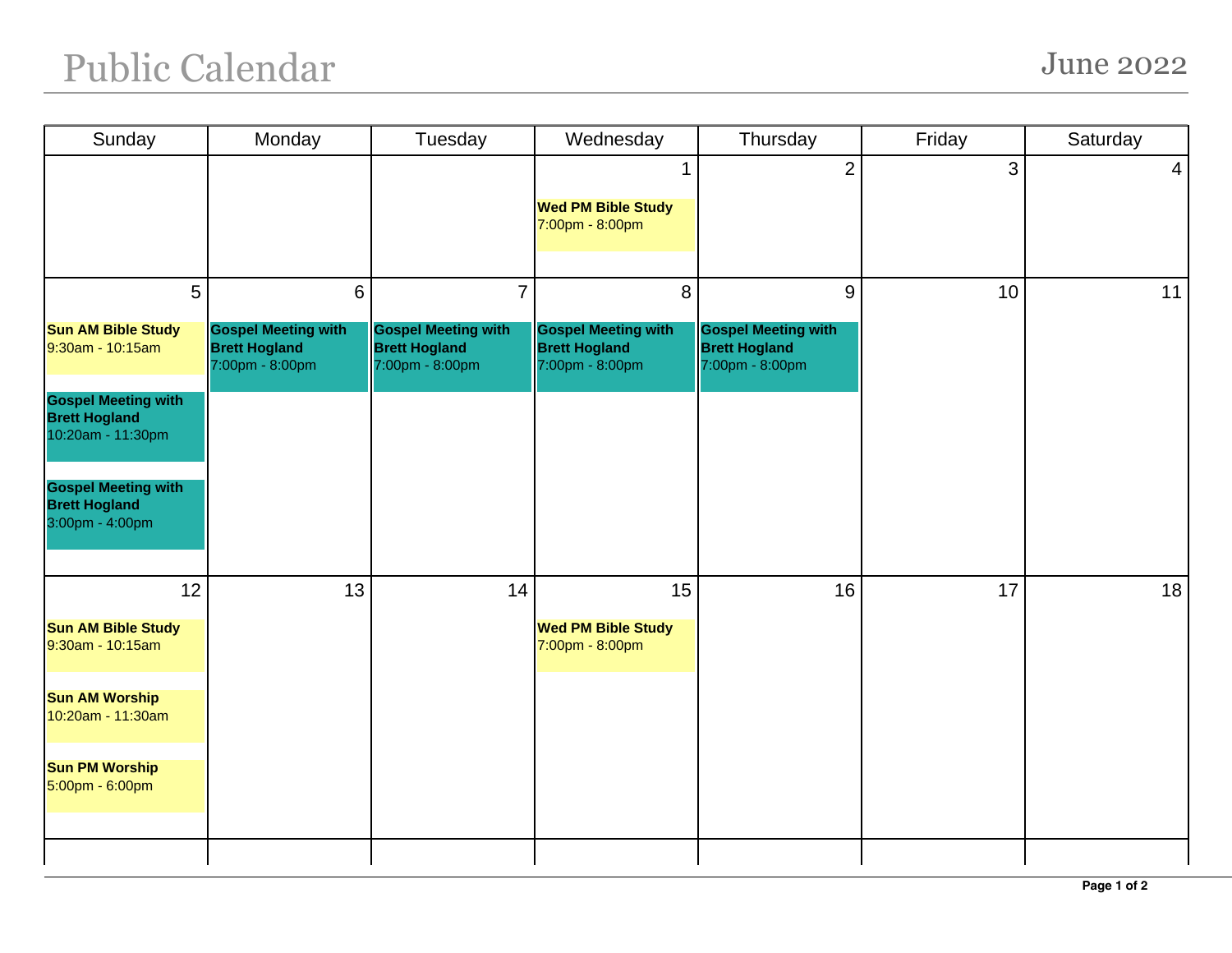# Public Calendar

## June 2022

| Sunday | Monday | Tuesday | Wednesday | Thursday | Friday | Saturday |
|---|---|---|---|---|---|---|
| | | | 1<br>**Wed PM Bible Study**<br>7:00pm - 8:00pm | 2 | 3 | 4 |
| 5<br>**Sun AM Bible Study**<br>9:30am - 10:15am<br>**Gospel Meeting with Brett Hogland**<br>10:20am - 11:30pm<br>**Gospel Meeting with Brett Hogland**<br>3:00pm - 4:00pm | 6<br>**Gospel Meeting with Brett Hogland**<br>7:00pm - 8:00pm | 7<br>**Gospel Meeting with Brett Hogland**<br>7:00pm - 8:00pm | 8<br>**Gospel Meeting with Brett Hogland**<br>7:00pm - 8:00pm | 9<br>**Gospel Meeting with Brett Hogland**<br>7:00pm - 8:00pm | 10 | 11 |
| 12<br>**Sun AM Bible Study**<br>9:30am - 10:15am<br>**Sun AM Worship**<br>10:20am - 11:30am<br>**Sun PM Worship**<br>5:00pm - 6:00pm | 13 | 14 | 15<br>**Wed PM Bible Study**<br>7:00pm - 8:00pm | 16 | 17 | 18 |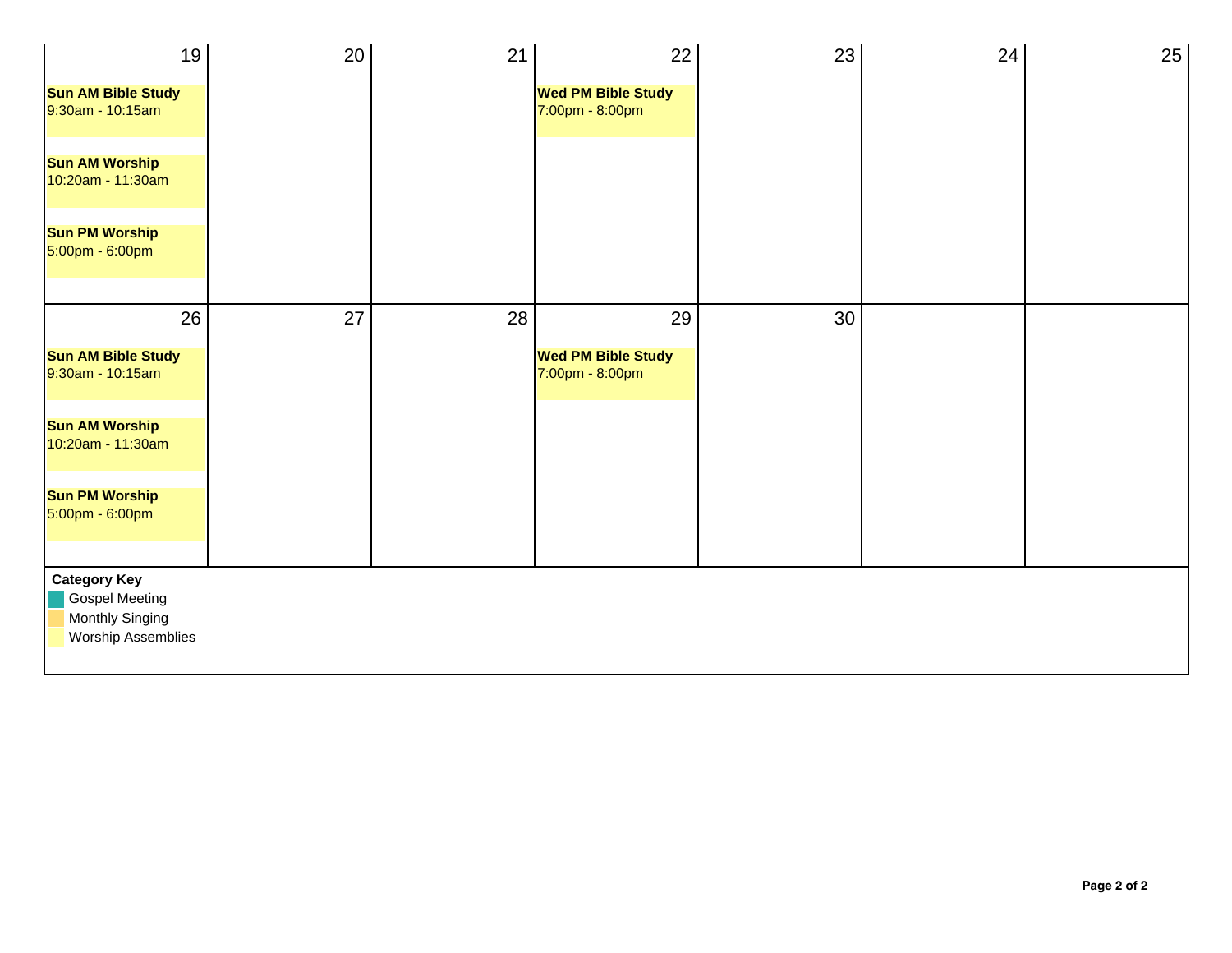| | | | | | | |
|---|---|---|---|---|---|---|
| 19<br>**Sun AM Bible Study**<br>9:30am - 10:15am<br>**Sun AM Worship**<br>10:20am - 11:30am<br>**Sun PM Worship**<br>5:00pm - 6:00pm | 20 | 21 | 22<br>**Wed PM Bible Study**<br>7:00pm - 8:00pm | 23 | 24 | 25 |
| 26<br>**Sun AM Bible Study**<br>9:30am - 10:15am<br>**Sun AM Worship**<br>10:20am - 11:30am<br>**Sun PM Worship**<br>5:00pm - 6:00pm | 27 | 28 | 29<br>**Wed PM Bible Study**<br>7:00pm - 8:00pm | 30 | | |

**Category Key**

- Gospel Meeting
- Monthly Singing
- Worship Assemblies